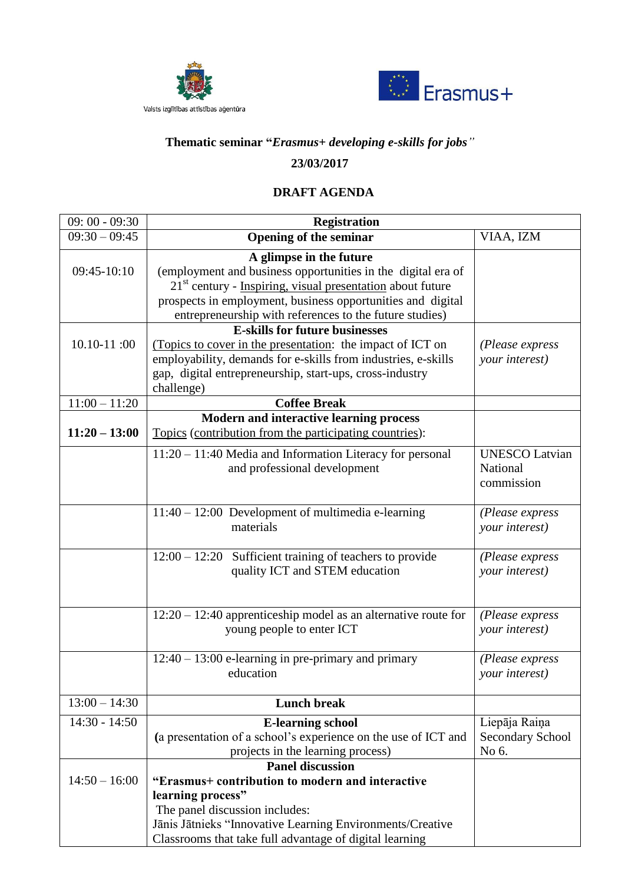Valsts izglītības attīstības aģentūra

Erasmus+

**Thematic seminar "*Erasmus+ developing e-skills for jobs*"**

**23/03/2017**

**DRAFT AGENDA**

| | | |
|---|---|---|
| 09: 00 - 09:30 | **Registration** | |
| 09:30 – 09:45 | **Opening of the seminar** | VIAA, IZM |
| 09:45-10:10 | **A glimpse in the future** (employment and business opportunities in the digital era of 21st century - Inspiring, visual presentation about future prospects in employment, business opportunities and digital entrepreneurship with references to the future studies) | |
| 10.10-11 :00 | **E-skills for future businesses** (Topics to cover in the presentation: the impact of ICT on employability, demands for e-skills from industries, e-skills gap, digital entrepreneurship, start-ups, cross-industry challenge) | *(Please express your interest)* |
| 11:00 – 11:20 | **Coffee Break** | |
| **11:20 – 13:00** | **Modern and interactive learning process** Topics (contribution from the participating countries): | |
| | 11:20 – 11:40 Media and Information Literacy for personal and professional development | UNESCO Latvian National commission |
| | 11:40 – 12:00 Development of multimedia e-learning materials | *(Please express your interest)* |
| | 12:00 – 12:20 Sufficient training of teachers to provide quality ICT and STEM education | *(Please express your interest)* |
| | 12:20 – 12:40 apprenticeship model as an alternative route for young people to enter ICT | *(Please express your interest)* |
| | 12:40 – 13:00 e-learning in pre-primary and primary education | *(Please express your interest)* |
| 13:00 – 14:30 | **Lunch break** | |
| 14:30 - 14:50 | **E-learning school** (a presentation of a school's experience on the use of ICT and projects in the learning process) | Liepāja Raiņa Secondary School No 6. |
| 14:50 – 16:00 | **Panel discussion** **"Erasmus+ contribution to modern and interactive learning process"** The panel discussion includes: Jānis Jātnieks "Innovative Learning Environments/Creative Classrooms that take full advantage of digital learning | |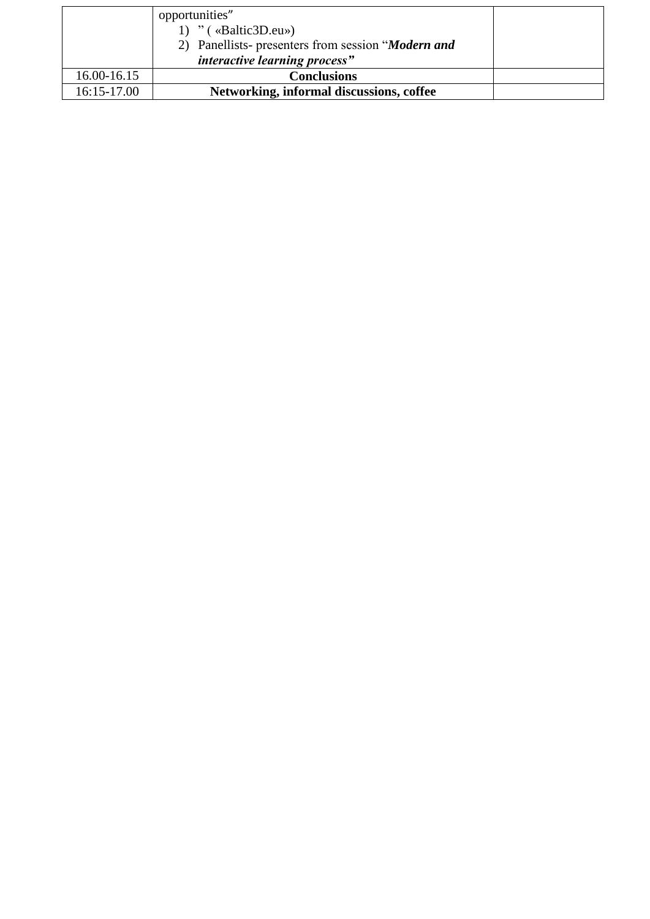| | | |
|---|---|---|
| | opportunities" <br> 1) " ( «Baltic3D.eu») <br> 2) Panellists- presenters from session "***Modern and interactive learning process"*** | |
| 16.00-16.15 | **Conclusions** | |
| 16:15-17.00 | **Networking, informal discussions, coffee** | |